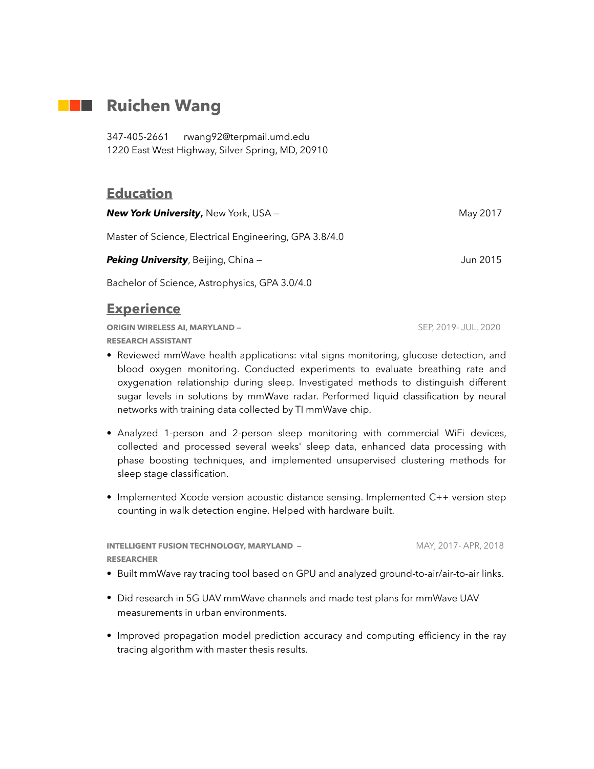# Ruichen Wang

347-405-2661 rwang92@terpmail.umd.edu
1220 East West Highway, Silver Spring, MD, 20910

## Education

***New York University*****,** New York, USA — May 2017

Master of Science, Electrical Engineering, GPA 3.8/4.0

***Peking University***, Beijing, China — Jun 2015

Bachelor of Science, Astrophysics, GPA 3.0/4.0

## Experience

**ORIGIN WIRELESS AI, MARYLAND —** SEP, 2019- JUL, 2020
**RESEARCH ASSISTANT**

- Reviewed mmWave health applications: vital signs monitoring, glucose detection, and blood oxygen monitoring. Conducted experiments to evaluate breathing rate and oxygenation relationship during sleep. Investigated methods to distinguish different sugar levels in solutions by mmWave radar. Performed liquid classification by neural networks with training data collected by TI mmWave chip.
- Analyzed 1-person and 2-person sleep monitoring with commercial WiFi devices, collected and processed several weeks' sleep data, enhanced data processing with phase boosting techniques, and implemented unsupervised clustering methods for sleep stage classification.
- Implemented Xcode version acoustic distance sensing. Implemented C++ version step counting in walk detection engine. Helped with hardware built.

**INTELLIGENT FUSION TECHNOLOGY, MARYLAND —** MAY, 2017- APR, 2018
**RESEARCHER**

- Built mmWave ray tracing tool based on GPU and analyzed ground-to-air/air-to-air links.
- Did research in 5G UAV mmWave channels and made test plans for mmWave UAV measurements in urban environments.
- Improved propagation model prediction accuracy and computing efficiency in the ray tracing algorithm with master thesis results.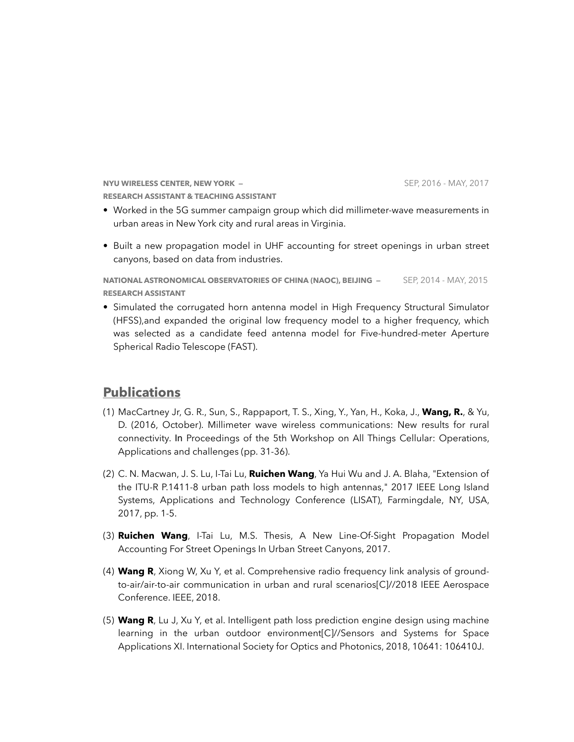**NYU WIRELESS CENTER, NEW YORK —** SEP, 2016 - MAY, 2017
**RESEARCH ASSISTANT & TEACHING ASSISTANT**

- Worked in the 5G summer campaign group which did millimeter-wave measurements in urban areas in New York city and rural areas in Virginia.
- Built a new propagation model in UHF accounting for street openings in urban street canyons, based on data from industries.

**NATIONAL ASTRONOMICAL OBSERVATORIES OF CHINA (NAOC), BEIJING —** SEP, 2014 - MAY, 2015
**RESEARCH ASSISTANT**

- Simulated the corrugated horn antenna model in High Frequency Structural Simulator (HFSS),and expanded the original low frequency model to a higher frequency, which was selected as a candidate feed antenna model for Five-hundred-meter Aperture Spherical Radio Telescope (FAST).

## Publications

(1) MacCartney Jr, G. R., Sun, S., Rappaport, T. S., Xing, Y., Yan, H., Koka, J., **Wang, R.**, & Yu, D. (2016, October). Millimeter wave wireless communications: New results for rural connectivity. In Proceedings of the 5th Workshop on All Things Cellular: Operations, Applications and challenges (pp. 31-36).

(2) C. N. Macwan, J. S. Lu, I-Tai Lu, **Ruichen Wang**, Ya Hui Wu and J. A. Blaha, "Extension of the ITU-R P.1411-8 urban path loss models to high antennas," 2017 IEEE Long Island Systems, Applications and Technology Conference (LISAT), Farmingdale, NY, USA, 2017, pp. 1-5.

(3) **Ruichen Wang**, I-Tai Lu, M.S. Thesis, A New Line-Of-Sight Propagation Model Accounting For Street Openings In Urban Street Canyons, 2017.

(4) **Wang R**, Xiong W, Xu Y, et al. Comprehensive radio frequency link analysis of ground-to-air/air-to-air communication in urban and rural scenarios[C]//2018 IEEE Aerospace Conference. IEEE, 2018.

(5) **Wang R**, Lu J, Xu Y, et al. Intelligent path loss prediction engine design using machine learning in the urban outdoor environment[C]//Sensors and Systems for Space Applications XI. International Society for Optics and Photonics, 2018, 10641: 106410J.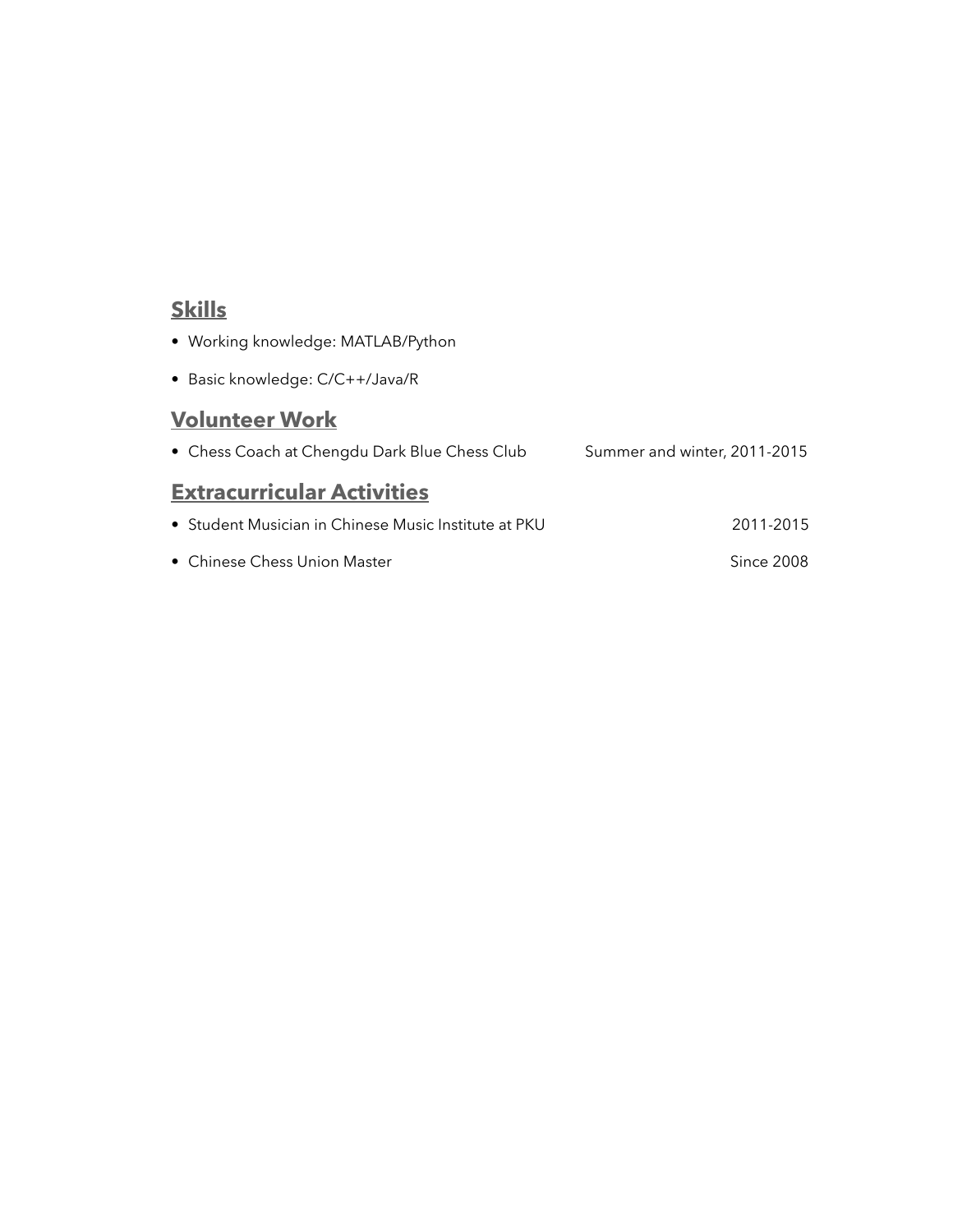## Skills

- Working knowledge: MATLAB/Python
- Basic knowledge: C/C++/Java/R

## Volunteer Work

- Chess Coach at Chengdu Dark Blue Chess Club — Summer and winter, 2011-2015

## Extracurricular Activities

- Student Musician in Chinese Music Institute at PKU — 2011-2015
- Chinese Chess Union Master — Since 2008